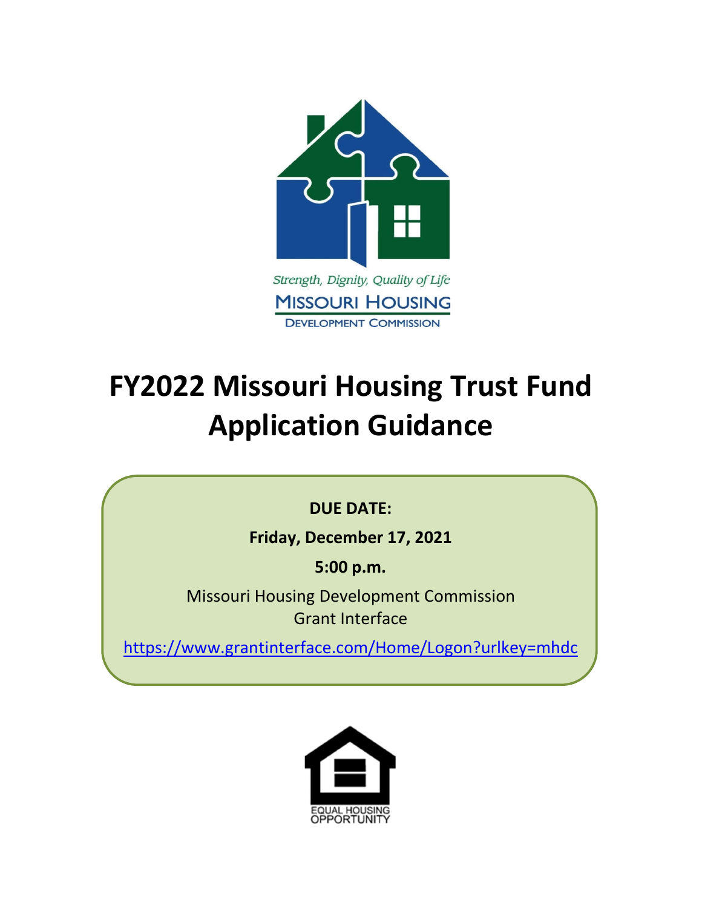Strength, Dignity, Quality of Life

MISSOURI HOUSING DEVELOPMENT COMMISSION

# FY2022 Missouri Housing Trust Fund Application Guidance

**DUE DATE:**

**Friday, December 17, 2021**

**5:00 p.m.**

Missouri Housing Development Commission
Grant Interface

https://www.grantinterface.com/Home/Logon?urlkey=mhdc

EQUAL HOUSING OPPORTUNITY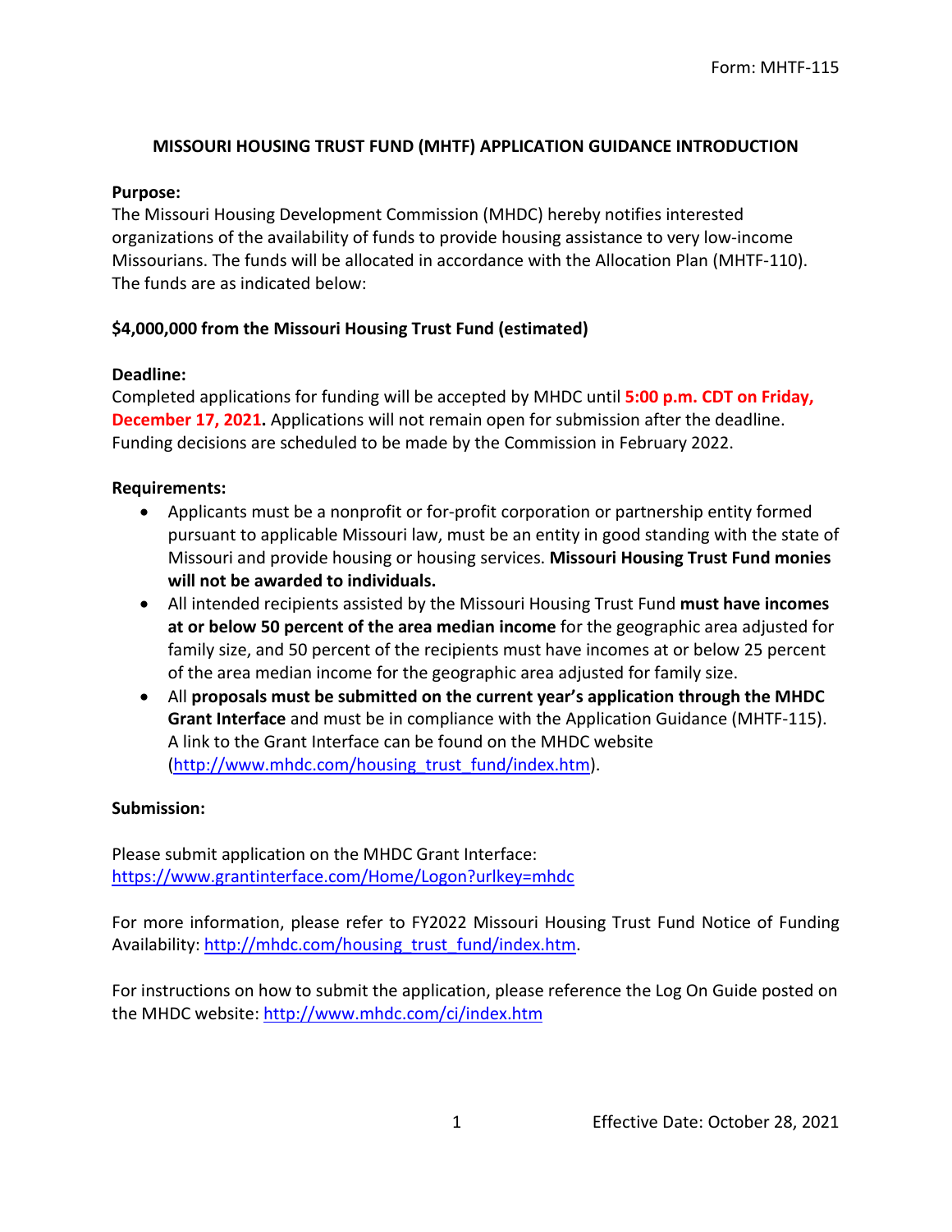Form: MHTF-115

# MISSOURI HOUSING TRUST FUND (MHTF) APPLICATION GUIDANCE INTRODUCTION

**Purpose:**

The Missouri Housing Development Commission (MHDC) hereby notifies interested organizations of the availability of funds to provide housing assistance to very low-income Missourians. The funds will be allocated in accordance with the Allocation Plan (MHTF-110). The funds are as indicated below:

**$4,000,000 from the Missouri Housing Trust Fund (estimated)**

**Deadline:**

Completed applications for funding will be accepted by MHDC until **5:00 p.m. CDT on Friday, December 17, 2021.** Applications will not remain open for submission after the deadline. Funding decisions are scheduled to be made by the Commission in February 2022.

**Requirements:**

- Applicants must be a nonprofit or for-profit corporation or partnership entity formed pursuant to applicable Missouri law, must be an entity in good standing with the state of Missouri and provide housing or housing services. **Missouri Housing Trust Fund monies will not be awarded to individuals.**
- All intended recipients assisted by the Missouri Housing Trust Fund **must have incomes at or below 50 percent of the area median income** for the geographic area adjusted for family size, and 50 percent of the recipients must have incomes at or below 25 percent of the area median income for the geographic area adjusted for family size.
- All **proposals must be submitted on the current year's application through the MHDC Grant Interface** and must be in compliance with the Application Guidance (MHTF-115). A link to the Grant Interface can be found on the MHDC website (http://www.mhdc.com/housing_trust_fund/index.htm).

**Submission:**

Please submit application on the MHDC Grant Interface:
https://www.grantinterface.com/Home/Logon?urlkey=mhdc

For more information, please refer to FY2022 Missouri Housing Trust Fund Notice of Funding Availability: http://mhdc.com/housing_trust_fund/index.htm.

For instructions on how to submit the application, please reference the Log On Guide posted on the MHDC website: http://www.mhdc.com/ci/index.htm

Effective Date: October 28, 2021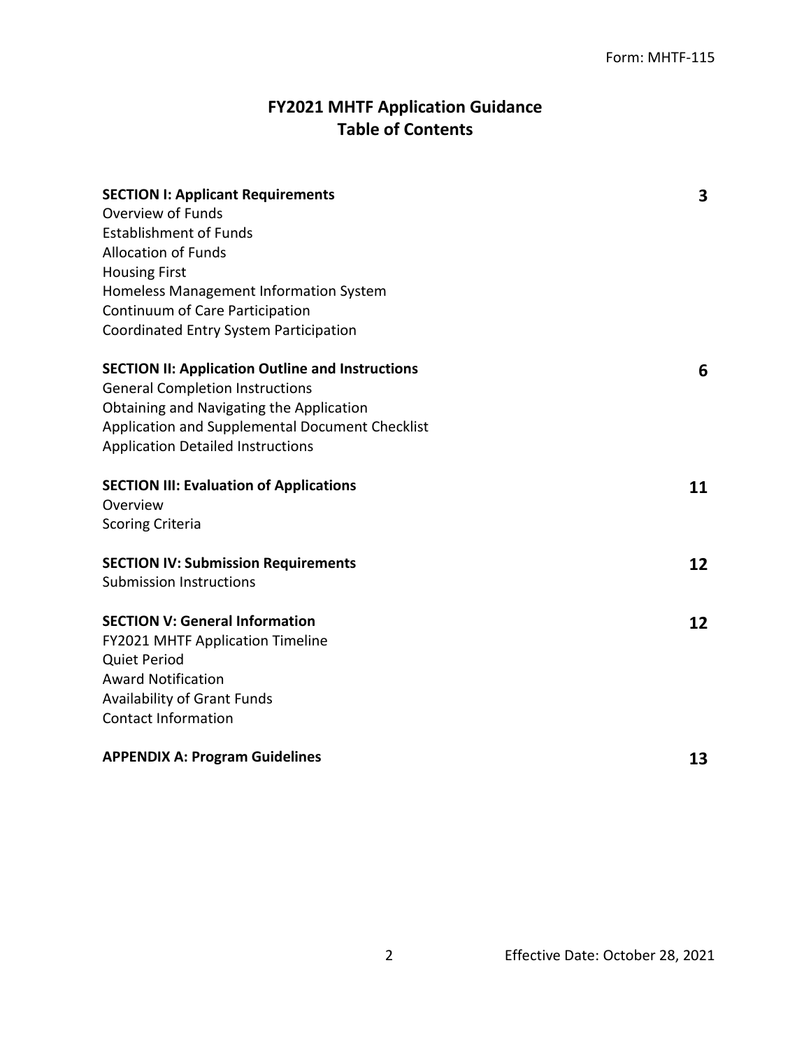# FY2021 MHTF Application Guidance
## Table of Contents

| | |
|---|---|
| **SECTION I: Applicant Requirements** | **3** |
| Overview of Funds | |
| Establishment of Funds | |
| Allocation of Funds | |
| Housing First | |
| Homeless Management Information System | |
| Continuum of Care Participation | |
| Coordinated Entry System Participation | |
| **SECTION II: Application Outline and Instructions** | **6** |
| General Completion Instructions | |
| Obtaining and Navigating the Application | |
| Application and Supplemental Document Checklist | |
| Application Detailed Instructions | |
| **SECTION III: Evaluation of Applications** | **11** |
| Overview | |
| Scoring Criteria | |
| **SECTION IV: Submission Requirements** | **12** |
| Submission Instructions | |
| **SECTION V: General Information** | **12** |
| FY2021 MHTF Application Timeline | |
| Quiet Period | |
| Award Notification | |
| Availability of Grant Funds | |
| Contact Information | |
| **APPENDIX A: Program Guidelines** | **13** |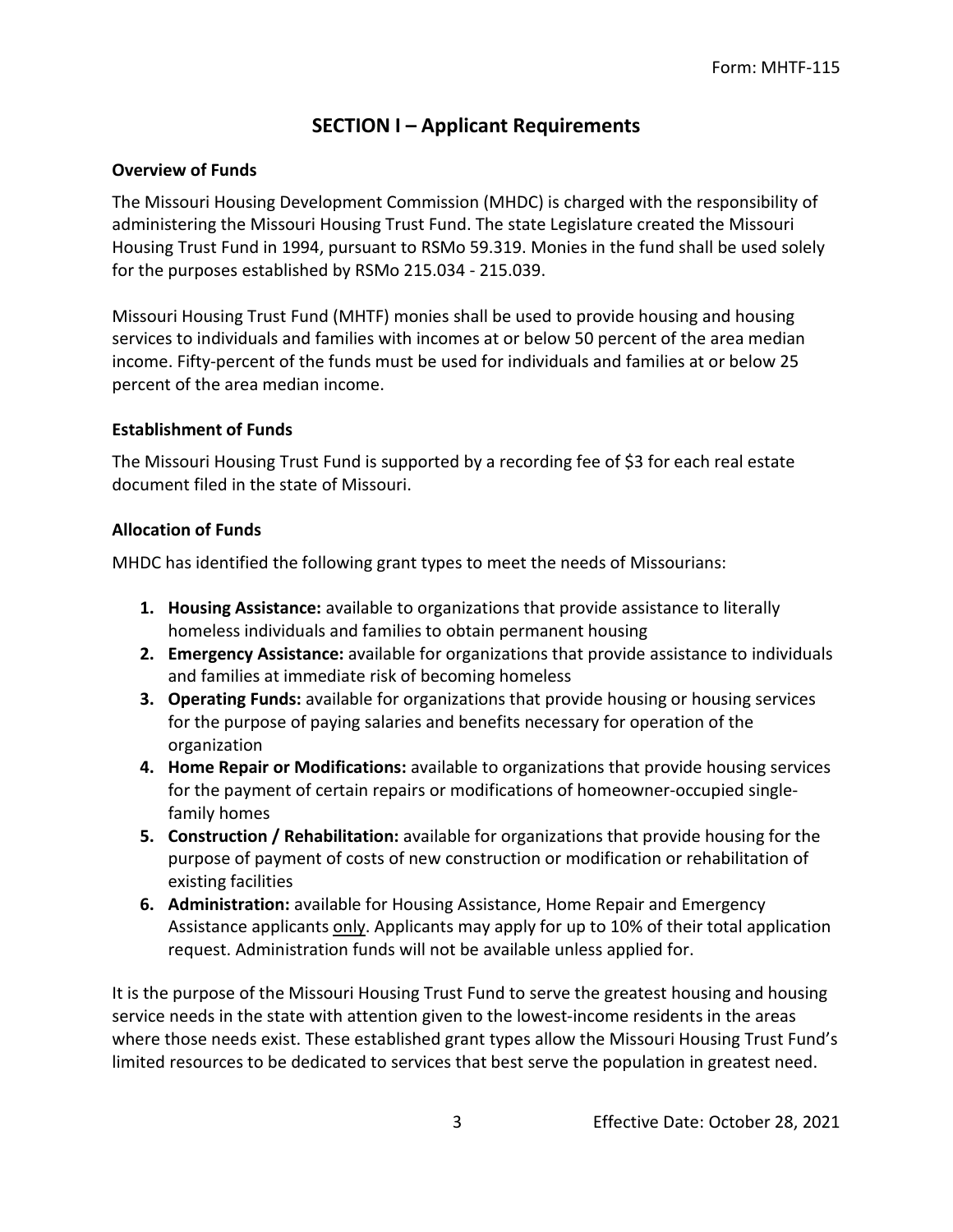# SECTION I – Applicant Requirements

### Overview of Funds

The Missouri Housing Development Commission (MHDC) is charged with the responsibility of administering the Missouri Housing Trust Fund. The state Legislature created the Missouri Housing Trust Fund in 1994, pursuant to RSMo 59.319. Monies in the fund shall be used solely for the purposes established by RSMo 215.034 - 215.039.

Missouri Housing Trust Fund (MHTF) monies shall be used to provide housing and housing services to individuals and families with incomes at or below 50 percent of the area median income. Fifty-percent of the funds must be used for individuals and families at or below 25 percent of the area median income.

### Establishment of Funds

The Missouri Housing Trust Fund is supported by a recording fee of $3 for each real estate document filed in the state of Missouri.

### Allocation of Funds

MHDC has identified the following grant types to meet the needs of Missourians:

1. **Housing Assistance:** available to organizations that provide assistance to literally homeless individuals and families to obtain permanent housing
2. **Emergency Assistance:** available for organizations that provide assistance to individuals and families at immediate risk of becoming homeless
3. **Operating Funds:** available for organizations that provide housing or housing services for the purpose of paying salaries and benefits necessary for operation of the organization
4. **Home Repair or Modifications:** available to organizations that provide housing services for the payment of certain repairs or modifications of homeowner-occupied single-family homes
5. **Construction / Rehabilitation:** available for organizations that provide housing for the purpose of payment of costs of new construction or modification or rehabilitation of existing facilities
6. **Administration:** available for Housing Assistance, Home Repair and Emergency Assistance applicants <u>only</u>. Applicants may apply for up to 10% of their total application request. Administration funds will not be available unless applied for.

It is the purpose of the Missouri Housing Trust Fund to serve the greatest housing and housing service needs in the state with attention given to the lowest-income residents in the areas where those needs exist. These established grant types allow the Missouri Housing Trust Fund's limited resources to be dedicated to services that best serve the population in greatest need.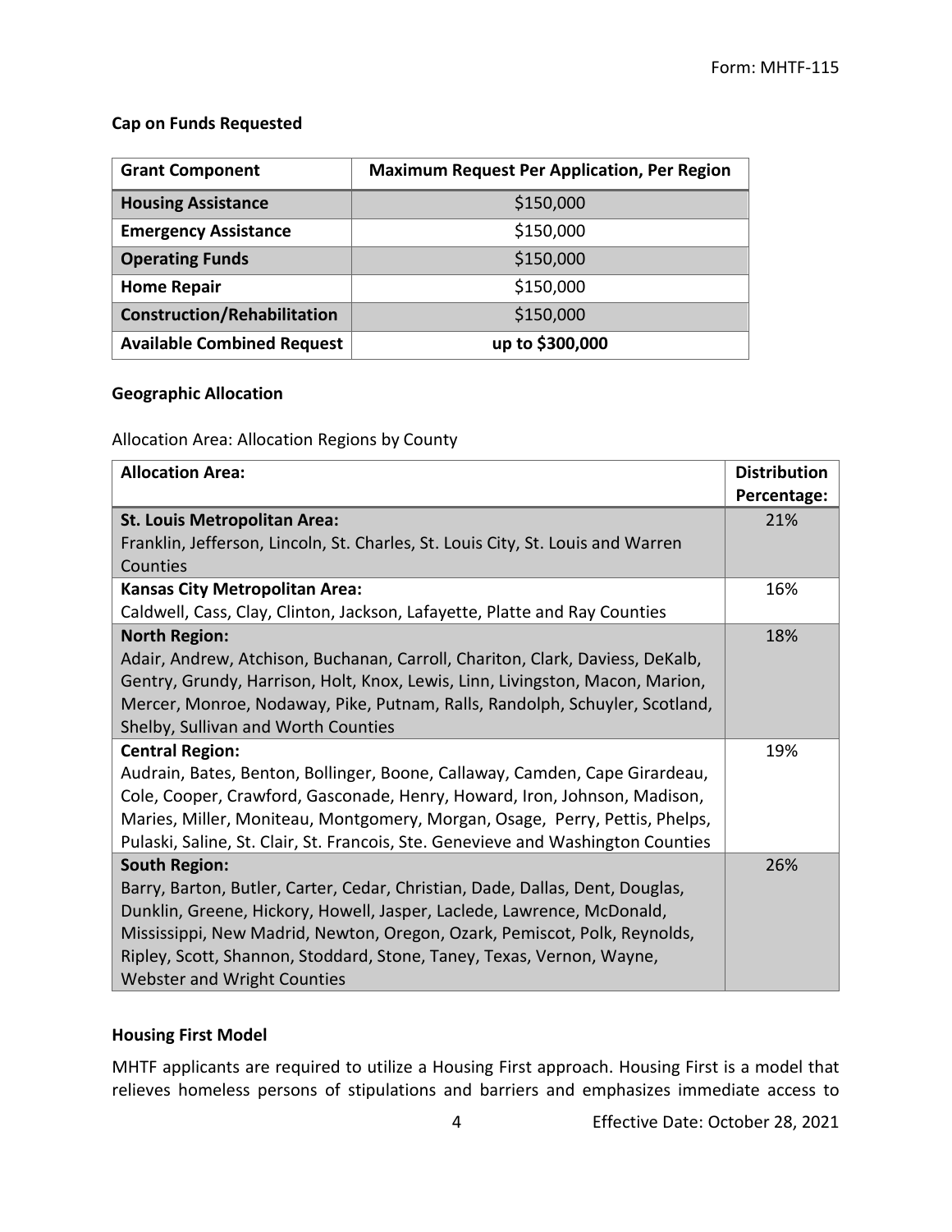**Cap on Funds Requested**

| Grant Component | Maximum Request Per Application, Per Region |
|---|---|
| **Housing Assistance** | $150,000 |
| **Emergency Assistance** | $150,000 |
| **Operating Funds** | $150,000 |
| **Home Repair** | $150,000 |
| **Construction/Rehabilitation** | $150,000 |
| **Available Combined Request** | **up to $300,000** |

**Geographic Allocation**

Allocation Area: Allocation Regions by County

| Allocation Area: | Distribution Percentage: |
|---|---|
| **St. Louis Metropolitan Area:** Franklin, Jefferson, Lincoln, St. Charles, St. Louis City, St. Louis and Warren Counties | 21% |
| **Kansas City Metropolitan Area:** Caldwell, Cass, Clay, Clinton, Jackson, Lafayette, Platte and Ray Counties | 16% |
| **North Region:** Adair, Andrew, Atchison, Buchanan, Carroll, Chariton, Clark, Daviess, DeKalb, Gentry, Grundy, Harrison, Holt, Knox, Lewis, Linn, Livingston, Macon, Marion, Mercer, Monroe, Nodaway, Pike, Putnam, Ralls, Randolph, Schuyler, Scotland, Shelby, Sullivan and Worth Counties | 18% |
| **Central Region:** Audrain, Bates, Benton, Bollinger, Boone, Callaway, Camden, Cape Girardeau, Cole, Cooper, Crawford, Gasconade, Henry, Howard, Iron, Johnson, Madison, Maries, Miller, Moniteau, Montgomery, Morgan, Osage, Perry, Pettis, Phelps, Pulaski, Saline, St. Clair, St. Francois, Ste. Genevieve and Washington Counties | 19% |
| **South Region:** Barry, Barton, Butler, Carter, Cedar, Christian, Dade, Dallas, Dent, Douglas, Dunklin, Greene, Hickory, Howell, Jasper, Laclede, Lawrence, McDonald, Mississippi, New Madrid, Newton, Oregon, Ozark, Pemiscot, Polk, Reynolds, Ripley, Scott, Shannon, Stoddard, Stone, Taney, Texas, Vernon, Wayne, Webster and Wright Counties | 26% |

**Housing First Model**

MHTF applicants are required to utilize a Housing First approach. Housing First is a model that relieves homeless persons of stipulations and barriers and emphasizes immediate access to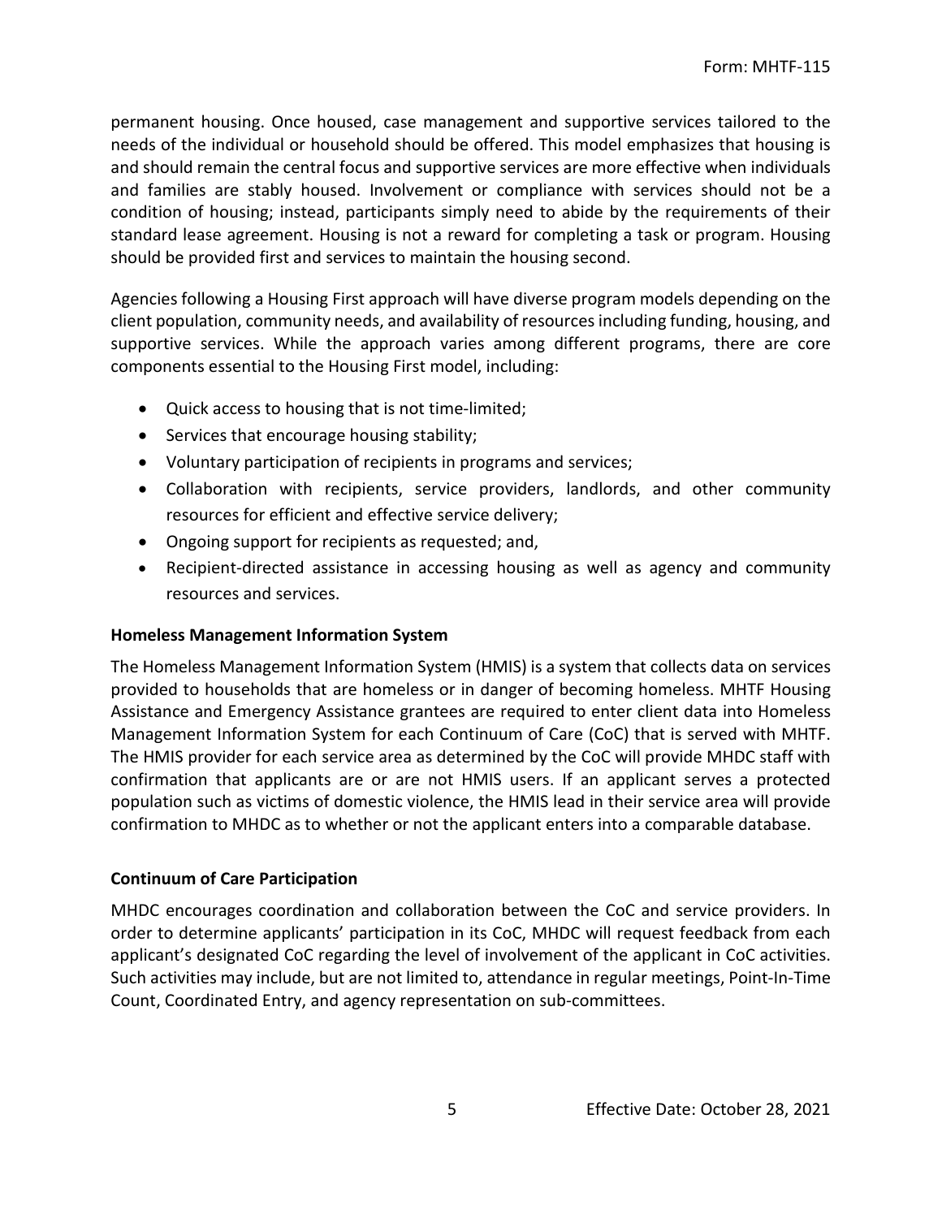permanent housing. Once housed, case management and supportive services tailored to the needs of the individual or household should be offered. This model emphasizes that housing is and should remain the central focus and supportive services are more effective when individuals and families are stably housed. Involvement or compliance with services should not be a condition of housing; instead, participants simply need to abide by the requirements of their standard lease agreement. Housing is not a reward for completing a task or program. Housing should be provided first and services to maintain the housing second.

Agencies following a Housing First approach will have diverse program models depending on the client population, community needs, and availability of resources including funding, housing, and supportive services. While the approach varies among different programs, there are core components essential to the Housing First model, including:

- Quick access to housing that is not time-limited;
- Services that encourage housing stability;
- Voluntary participation of recipients in programs and services;
- Collaboration with recipients, service providers, landlords, and other community resources for efficient and effective service delivery;
- Ongoing support for recipients as requested; and,
- Recipient-directed assistance in accessing housing as well as agency and community resources and services.

**Homeless Management Information System**

The Homeless Management Information System (HMIS) is a system that collects data on services provided to households that are homeless or in danger of becoming homeless. MHTF Housing Assistance and Emergency Assistance grantees are required to enter client data into Homeless Management Information System for each Continuum of Care (CoC) that is served with MHTF. The HMIS provider for each service area as determined by the CoC will provide MHDC staff with confirmation that applicants are or are not HMIS users. If an applicant serves a protected population such as victims of domestic violence, the HMIS lead in their service area will provide confirmation to MHDC as to whether or not the applicant enters into a comparable database.

**Continuum of Care Participation**

MHDC encourages coordination and collaboration between the CoC and service providers. In order to determine applicants' participation in its CoC, MHDC will request feedback from each applicant's designated CoC regarding the level of involvement of the applicant in CoC activities. Such activities may include, but are not limited to, attendance in regular meetings, Point-In-Time Count, Coordinated Entry, and agency representation on sub-committees.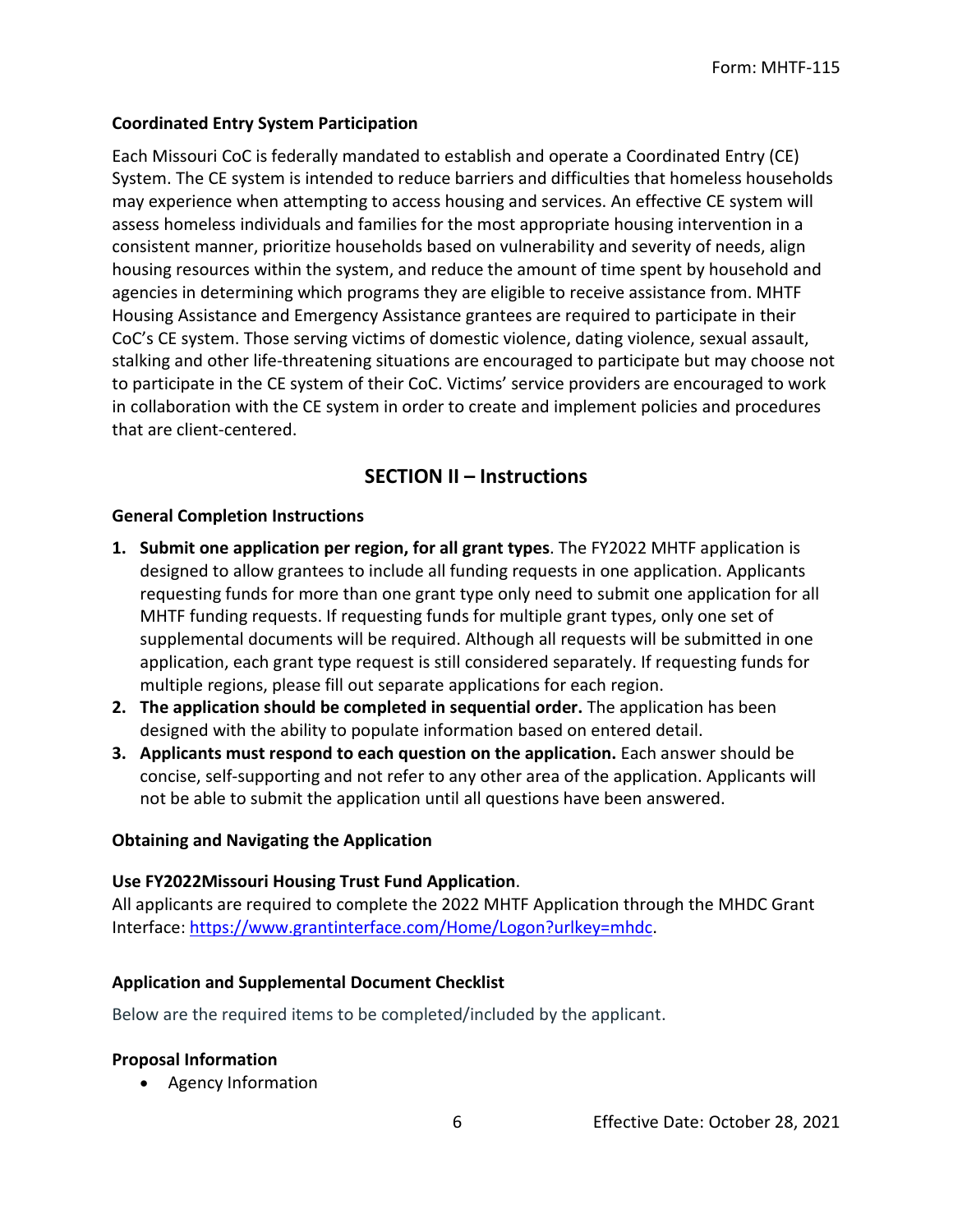**Coordinated Entry System Participation**

Each Missouri CoC is federally mandated to establish and operate a Coordinated Entry (CE) System. The CE system is intended to reduce barriers and difficulties that homeless households may experience when attempting to access housing and services. An effective CE system will assess homeless individuals and families for the most appropriate housing intervention in a consistent manner, prioritize households based on vulnerability and severity of needs, align housing resources within the system, and reduce the amount of time spent by household and agencies in determining which programs they are eligible to receive assistance from. MHTF Housing Assistance and Emergency Assistance grantees are required to participate in their CoC's CE system. Those serving victims of domestic violence, dating violence, sexual assault, stalking and other life-threatening situations are encouraged to participate but may choose not to participate in the CE system of their CoC. Victims' service providers are encouraged to work in collaboration with the CE system in order to create and implement policies and procedures that are client-centered.

## SECTION II – Instructions

**General Completion Instructions**

1. **Submit one application per region, for all grant types**. The FY2022 MHTF application is designed to allow grantees to include all funding requests in one application. Applicants requesting funds for more than one grant type only need to submit one application for all MHTF funding requests. If requesting funds for multiple grant types, only one set of supplemental documents will be required. Although all requests will be submitted in one application, each grant type request is still considered separately. If requesting funds for multiple regions, please fill out separate applications for each region.
2. **The application should be completed in sequential order.** The application has been designed with the ability to populate information based on entered detail.
3. **Applicants must respond to each question on the application.** Each answer should be concise, self-supporting and not refer to any other area of the application. Applicants will not be able to submit the application until all questions have been answered.

**Obtaining and Navigating the Application**

**Use FY2022Missouri Housing Trust Fund Application**.
All applicants are required to complete the 2022 MHTF Application through the MHDC Grant Interface: https://www.grantinterface.com/Home/Logon?urlkey=mhdc.

**Application and Supplemental Document Checklist**

Below are the required items to be completed/included by the applicant.

**Proposal Information**

- Agency Information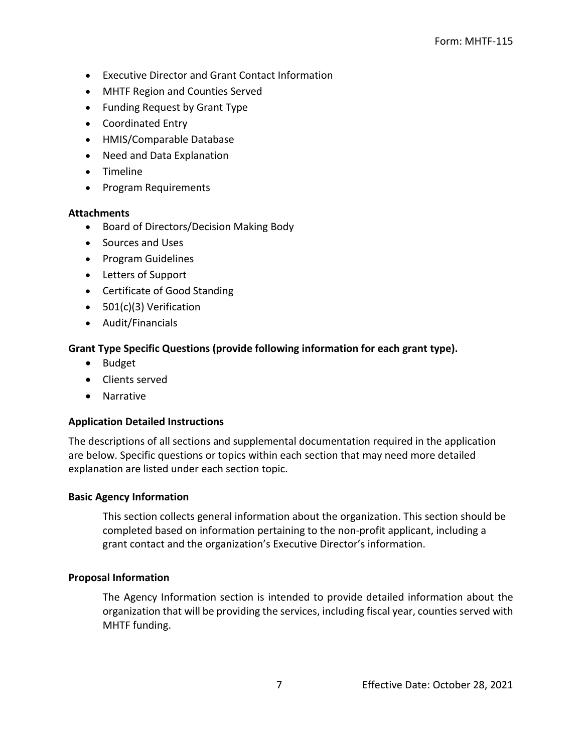- Executive Director and Grant Contact Information
- MHTF Region and Counties Served
- Funding Request by Grant Type
- Coordinated Entry
- HMIS/Comparable Database
- Need and Data Explanation
- Timeline
- Program Requirements

**Attachments**

- Board of Directors/Decision Making Body
- Sources and Uses
- Program Guidelines
- Letters of Support
- Certificate of Good Standing
- 501(c)(3) Verification
- Audit/Financials

**Grant Type Specific Questions (provide following information for each grant type).**

- Budget
- Clients served
- Narrative

**Application Detailed Instructions**

The descriptions of all sections and supplemental documentation required in the application are below. Specific questions or topics within each section that may need more detailed explanation are listed under each section topic.

**Basic Agency Information**

This section collects general information about the organization. This section should be completed based on information pertaining to the non-profit applicant, including a grant contact and the organization's Executive Director's information.

**Proposal Information**

The Agency Information section is intended to provide detailed information about the organization that will be providing the services, including fiscal year, counties served with MHTF funding.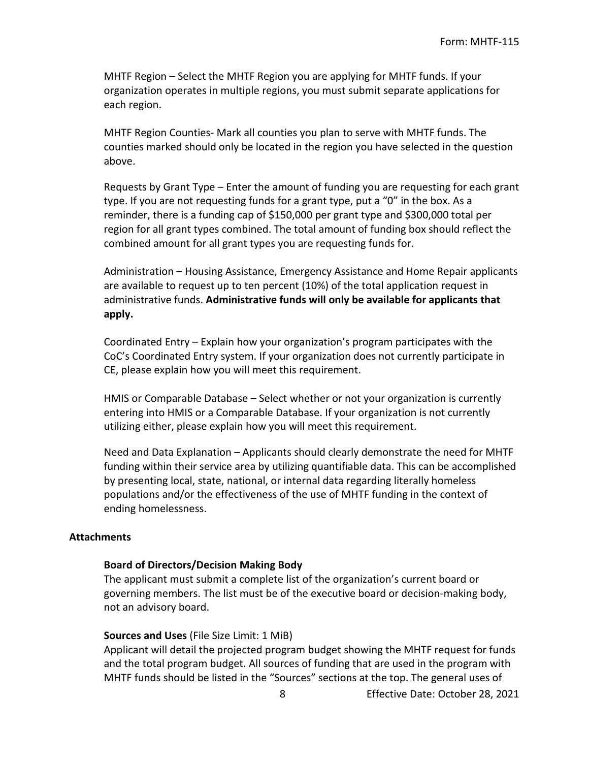MHTF Region – Select the MHTF Region you are applying for MHTF funds. If your organization operates in multiple regions, you must submit separate applications for each region.

MHTF Region Counties- Mark all counties you plan to serve with MHTF funds. The counties marked should only be located in the region you have selected in the question above.

Requests by Grant Type – Enter the amount of funding you are requesting for each grant type. If you are not requesting funds for a grant type, put a "0" in the box. As a reminder, there is a funding cap of $150,000 per grant type and $300,000 total per region for all grant types combined. The total amount of funding box should reflect the combined amount for all grant types you are requesting funds for.

Administration – Housing Assistance, Emergency Assistance and Home Repair applicants are available to request up to ten percent (10%) of the total application request in administrative funds. **Administrative funds will only be available for applicants that apply.**

Coordinated Entry – Explain how your organization's program participates with the CoC's Coordinated Entry system. If your organization does not currently participate in CE, please explain how you will meet this requirement.

HMIS or Comparable Database – Select whether or not your organization is currently entering into HMIS or a Comparable Database. If your organization is not currently utilizing either, please explain how you will meet this requirement.

Need and Data Explanation – Applicants should clearly demonstrate the need for MHTF funding within their service area by utilizing quantifiable data. This can be accomplished by presenting local, state, national, or internal data regarding literally homeless populations and/or the effectiveness of the use of MHTF funding in the context of ending homelessness.

**Attachments**

**Board of Directors/Decision Making Body**

The applicant must submit a complete list of the organization's current board or governing members. The list must be of the executive board or decision-making body, not an advisory board.

**Sources and Uses** (File Size Limit: 1 MiB)

Applicant will detail the projected program budget showing the MHTF request for funds and the total program budget. All sources of funding that are used in the program with MHTF funds should be listed in the "Sources" sections at the top. The general uses of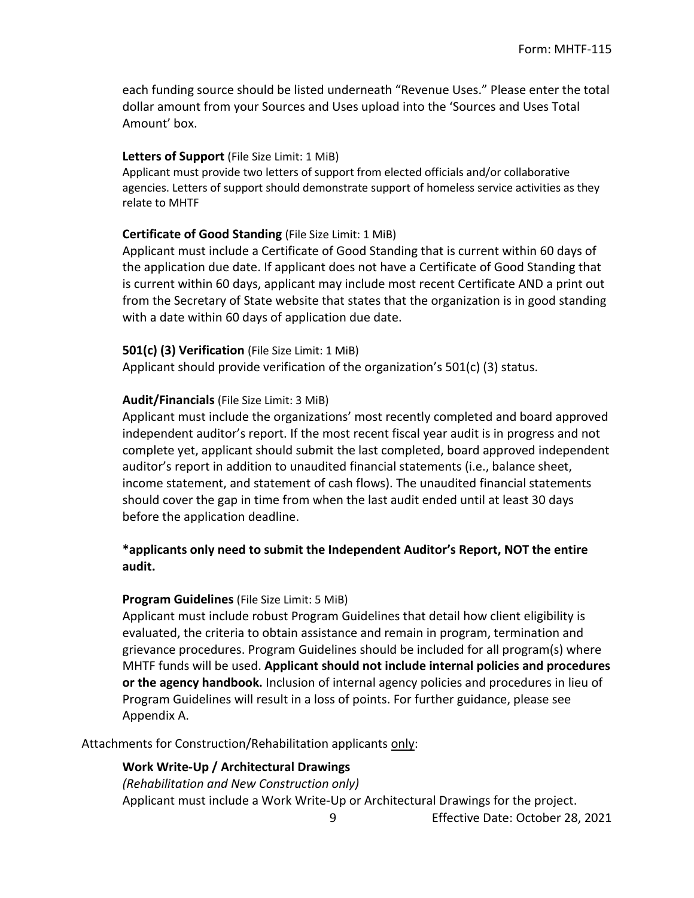each funding source should be listed underneath "Revenue Uses." Please enter the total dollar amount from your Sources and Uses upload into the 'Sources and Uses Total Amount' box.

**Letters of Support** (File Size Limit: 1 MiB)

Applicant must provide two letters of support from elected officials and/or collaborative agencies. Letters of support should demonstrate support of homeless service activities as they relate to MHTF

**Certificate of Good Standing** (File Size Limit: 1 MiB)

Applicant must include a Certificate of Good Standing that is current within 60 days of the application due date. If applicant does not have a Certificate of Good Standing that is current within 60 days, applicant may include most recent Certificate AND a print out from the Secretary of State website that states that the organization is in good standing with a date within 60 days of application due date.

**501(c) (3) Verification** (File Size Limit: 1 MiB)

Applicant should provide verification of the organization's 501(c) (3) status.

**Audit/Financials** (File Size Limit: 3 MiB)

Applicant must include the organizations' most recently completed and board approved independent auditor's report. If the most recent fiscal year audit is in progress and not complete yet, applicant should submit the last completed, board approved independent auditor's report in addition to unaudited financial statements (i.e., balance sheet, income statement, and statement of cash flows). The unaudited financial statements should cover the gap in time from when the last audit ended until at least 30 days before the application deadline.

**\*applicants only need to submit the Independent Auditor's Report, NOT the entire audit.**

**Program Guidelines** (File Size Limit: 5 MiB)

Applicant must include robust Program Guidelines that detail how client eligibility is evaluated, the criteria to obtain assistance and remain in program, termination and grievance procedures. Program Guidelines should be included for all program(s) where MHTF funds will be used. **Applicant should not include internal policies and procedures or the agency handbook.** Inclusion of internal agency policies and procedures in lieu of Program Guidelines will result in a loss of points. For further guidance, please see Appendix A.

Attachments for Construction/Rehabilitation applicants <u>only</u>:

**Work Write-Up / Architectural Drawings**

*(Rehabilitation and New Construction only)*

Applicant must include a Work Write-Up or Architectural Drawings for the project.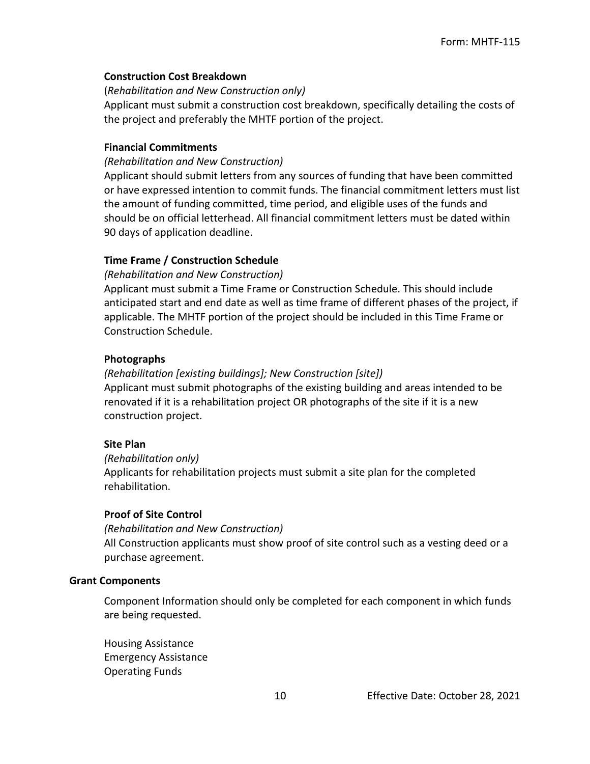**Construction Cost Breakdown**

(*Rehabilitation and New Construction only)*

Applicant must submit a construction cost breakdown, specifically detailing the costs of the project and preferably the MHTF portion of the project.

**Financial Commitments**

*(Rehabilitation and New Construction)*

Applicant should submit letters from any sources of funding that have been committed or have expressed intention to commit funds. The financial commitment letters must list the amount of funding committed, time period, and eligible uses of the funds and should be on official letterhead. All financial commitment letters must be dated within 90 days of application deadline.

**Time Frame / Construction Schedule**

*(Rehabilitation and New Construction)*

Applicant must submit a Time Frame or Construction Schedule. This should include anticipated start and end date as well as time frame of different phases of the project, if applicable. The MHTF portion of the project should be included in this Time Frame or Construction Schedule.

**Photographs**

*(Rehabilitation [existing buildings]; New Construction [site])*

Applicant must submit photographs of the existing building and areas intended to be renovated if it is a rehabilitation project OR photographs of the site if it is a new construction project.

**Site Plan**

*(Rehabilitation only)*

Applicants for rehabilitation projects must submit a site plan for the completed rehabilitation.

**Proof of Site Control**

*(Rehabilitation and New Construction)*

All Construction applicants must show proof of site control such as a vesting deed or a purchase agreement.

**Grant Components**

Component Information should only be completed for each component in which funds are being requested.

Housing Assistance
Emergency Assistance
Operating Funds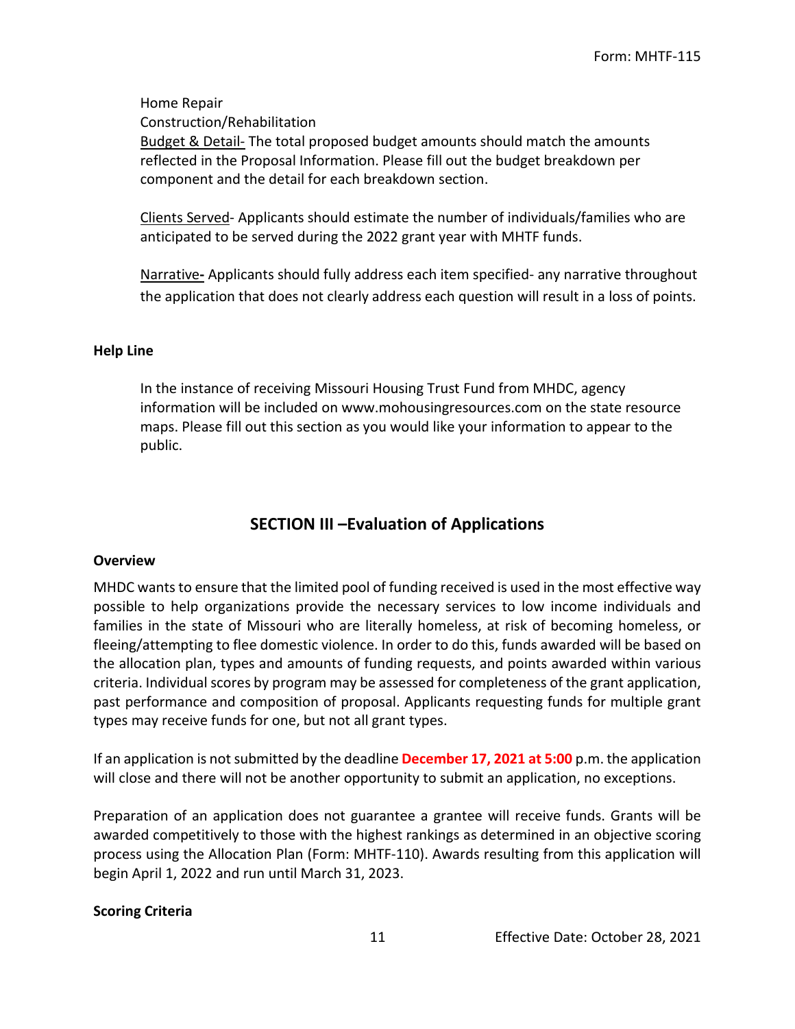Home Repair

Construction/Rehabilitation

Budget & Detail- The total proposed budget amounts should match the amounts reflected in the Proposal Information. Please fill out the budget breakdown per component and the detail for each breakdown section.

Clients Served- Applicants should estimate the number of individuals/families who are anticipated to be served during the 2022 grant year with MHTF funds.

Narrative- Applicants should fully address each item specified- any narrative throughout the application that does not clearly address each question will result in a loss of points.

**Help Line**

In the instance of receiving Missouri Housing Trust Fund from MHDC, agency information will be included on www.mohousingresources.com on the state resource maps. Please fill out this section as you would like your information to appear to the public.

## SECTION III –Evaluation of Applications

**Overview**

MHDC wants to ensure that the limited pool of funding received is used in the most effective way possible to help organizations provide the necessary services to low income individuals and families in the state of Missouri who are literally homeless, at risk of becoming homeless, or fleeing/attempting to flee domestic violence. In order to do this, funds awarded will be based on the allocation plan, types and amounts of funding requests, and points awarded within various criteria. Individual scores by program may be assessed for completeness of the grant application, past performance and composition of proposal. Applicants requesting funds for multiple grant types may receive funds for one, but not all grant types.

If an application is not submitted by the deadline **December 17, 2021 at 5:00** p.m. the application will close and there will not be another opportunity to submit an application, no exceptions.

Preparation of an application does not guarantee a grantee will receive funds. Grants will be awarded competitively to those with the highest rankings as determined in an objective scoring process using the Allocation Plan (Form: MHTF-110). Awards resulting from this application will begin April 1, 2022 and run until March 31, 2023.

**Scoring Criteria**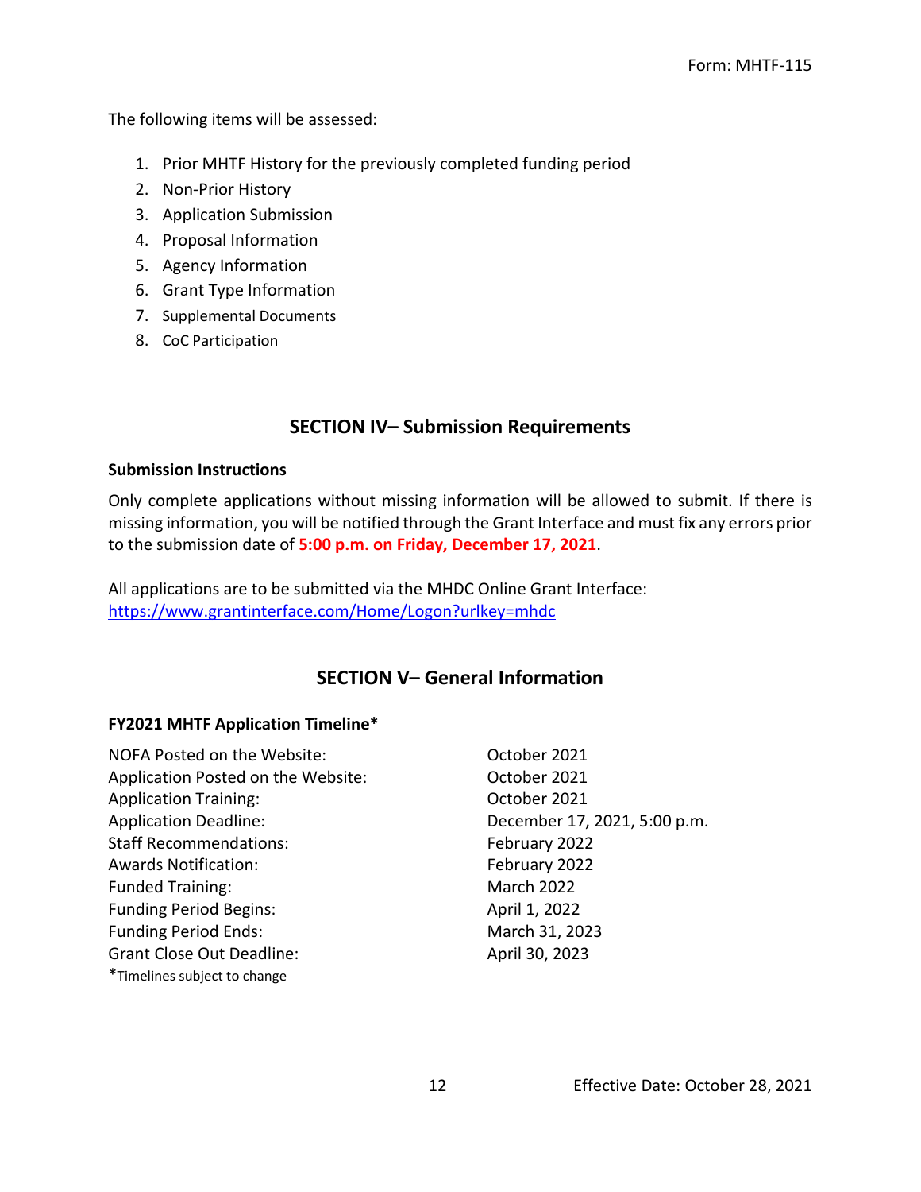The following items will be assessed:

1. Prior MHTF History for the previously completed funding period
2. Non-Prior History
3. Application Submission
4. Proposal Information
5. Agency Information
6. Grant Type Information
7. Supplemental Documents
8. CoC Participation

## SECTION IV– Submission Requirements

**Submission Instructions**

Only complete applications without missing information will be allowed to submit. If there is missing information, you will be notified through the Grant Interface and must fix any errors prior to the submission date of **5:00 p.m. on Friday, December 17, 2021**.

All applications are to be submitted via the MHDC Online Grant Interface: https://www.grantinterface.com/Home/Logon?urlkey=mhdc

## SECTION V– General Information

**FY2021 MHTF Application Timeline***

| | |
|---|---|
| NOFA Posted on the Website: | October 2021 |
| Application Posted on the Website: | October 2021 |
| Application Training: | October 2021 |
| Application Deadline: | December 17, 2021, 5:00 p.m. |
| Staff Recommendations: | February 2022 |
| Awards Notification: | February 2022 |
| Funded Training: | March 2022 |
| Funding Period Begins: | April 1, 2022 |
| Funding Period Ends: | March 31, 2023 |
| Grant Close Out Deadline: | April 30, 2023 |

*Timelines subject to change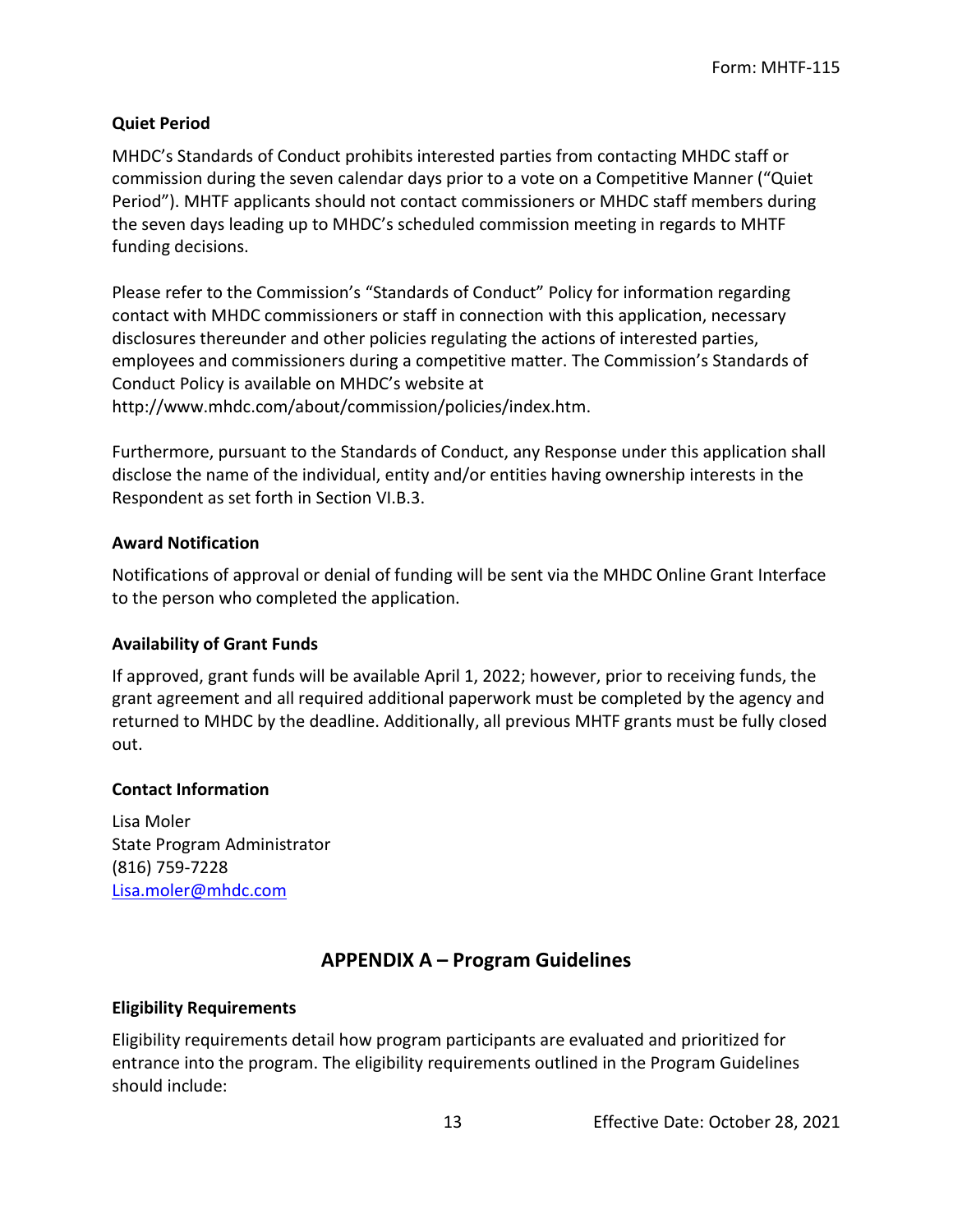### Quiet Period

MHDC's Standards of Conduct prohibits interested parties from contacting MHDC staff or commission during the seven calendar days prior to a vote on a Competitive Manner ("Quiet Period"). MHTF applicants should not contact commissioners or MHDC staff members during the seven days leading up to MHDC's scheduled commission meeting in regards to MHTF funding decisions.

Please refer to the Commission's "Standards of Conduct" Policy for information regarding contact with MHDC commissioners or staff in connection with this application, necessary disclosures thereunder and other policies regulating the actions of interested parties, employees and commissioners during a competitive matter. The Commission's Standards of Conduct Policy is available on MHDC's website at http://www.mhdc.com/about/commission/policies/index.htm.

Furthermore, pursuant to the Standards of Conduct, any Response under this application shall disclose the name of the individual, entity and/or entities having ownership interests in the Respondent as set forth in Section VI.B.3.

### Award Notification

Notifications of approval or denial of funding will be sent via the MHDC Online Grant Interface to the person who completed the application.

### Availability of Grant Funds

If approved, grant funds will be available April 1, 2022; however, prior to receiving funds, the grant agreement and all required additional paperwork must be completed by the agency and returned to MHDC by the deadline. Additionally, all previous MHTF grants must be fully closed out.

### Contact Information

Lisa Moler
State Program Administrator
(816) 759-7228
[Lisa.moler@mhdc.com](mailto:Lisa.moler@mhdc.com)

## APPENDIX A – Program Guidelines

### Eligibility Requirements

Eligibility requirements detail how program participants are evaluated and prioritized for entrance into the program. The eligibility requirements outlined in the Program Guidelines should include: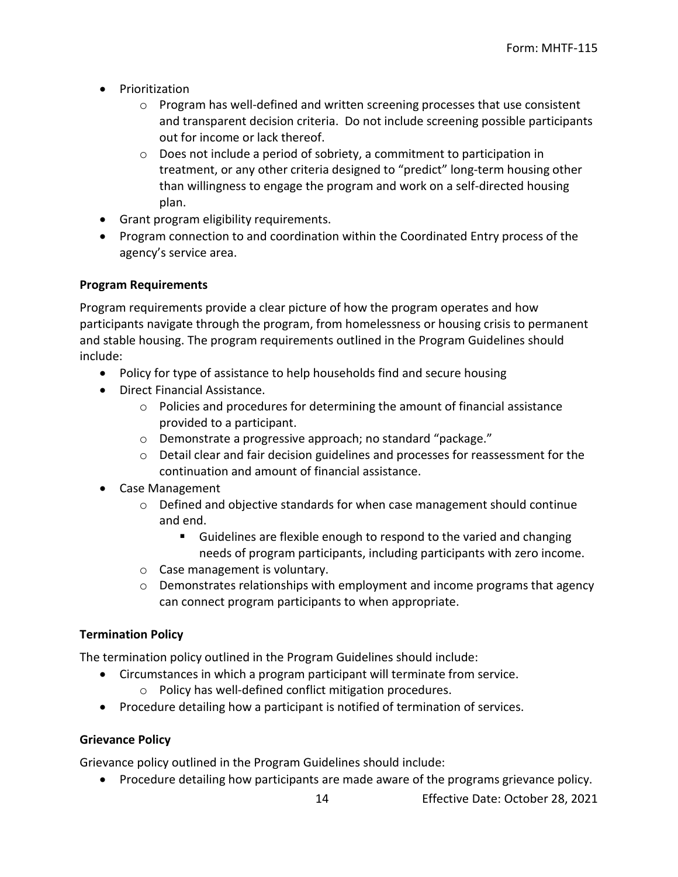- Prioritization
    - Program has well-defined and written screening processes that use consistent and transparent decision criteria. Do not include screening possible participants out for income or lack thereof.
    - Does not include a period of sobriety, a commitment to participation in treatment, or any other criteria designed to "predict" long-term housing other than willingness to engage the program and work on a self-directed housing plan.
- Grant program eligibility requirements.
- Program connection to and coordination within the Coordinated Entry process of the agency's service area.

**Program Requirements**

Program requirements provide a clear picture of how the program operates and how participants navigate through the program, from homelessness or housing crisis to permanent and stable housing. The program requirements outlined in the Program Guidelines should include:

- Policy for type of assistance to help households find and secure housing
- Direct Financial Assistance.
    - Policies and procedures for determining the amount of financial assistance provided to a participant.
    - Demonstrate a progressive approach; no standard "package."
    - Detail clear and fair decision guidelines and processes for reassessment for the continuation and amount of financial assistance.
- Case Management
    - Defined and objective standards for when case management should continue and end.
        - Guidelines are flexible enough to respond to the varied and changing needs of program participants, including participants with zero income.
    - Case management is voluntary.
    - Demonstrates relationships with employment and income programs that agency can connect program participants to when appropriate.

**Termination Policy**

The termination policy outlined in the Program Guidelines should include:

- Circumstances in which a program participant will terminate from service.
    - Policy has well-defined conflict mitigation procedures.
- Procedure detailing how a participant is notified of termination of services.

**Grievance Policy**

Grievance policy outlined in the Program Guidelines should include:

- Procedure detailing how participants are made aware of the programs grievance policy.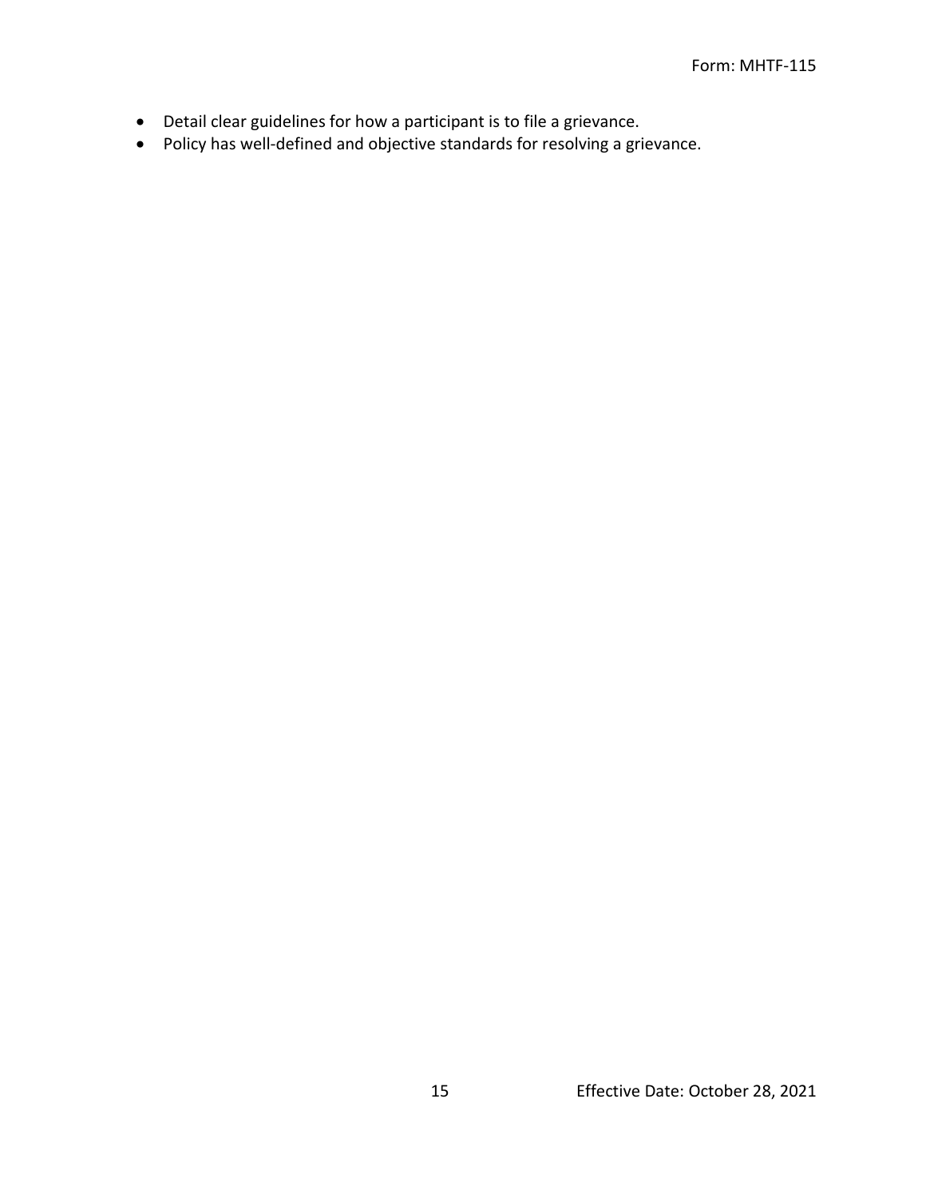- Detail clear guidelines for how a participant is to file a grievance.
- Policy has well-defined and objective standards for resolving a grievance.